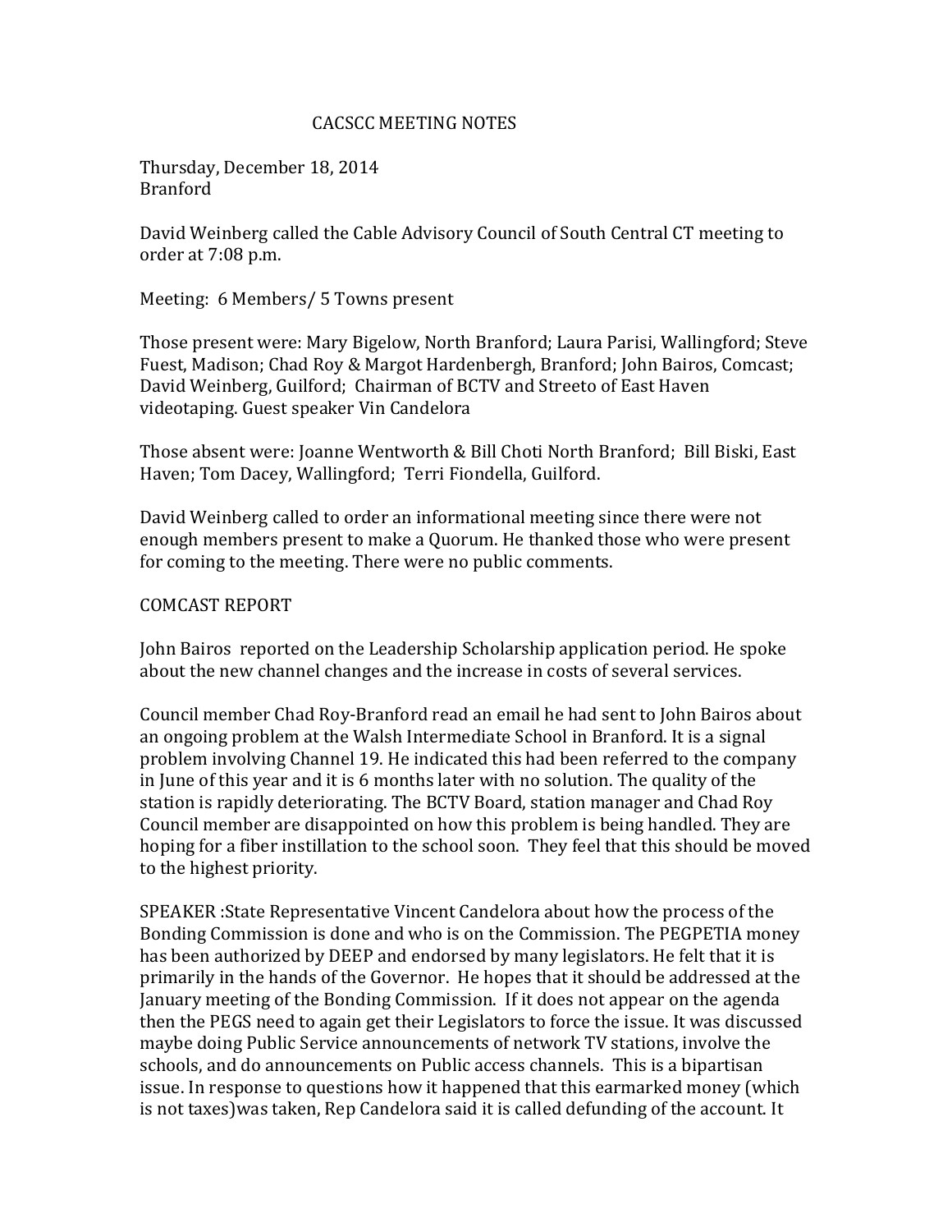# CACSCC MEETING NOTES

Thursday, December 18, 2014
Branford

David Weinberg called the Cable Advisory Council of South Central CT meeting to order at 7:08 p.m.

Meeting: 6 Members/ 5 Towns present

Those present were: Mary Bigelow, North Branford; Laura Parisi, Wallingford; Steve Fuest, Madison; Chad Roy & Margot Hardenbergh, Branford; John Bairos, Comcast; David Weinberg, Guilford; Chairman of BCTV and Streeto of East Haven videotaping. Guest speaker Vin Candelora

Those absent were: Joanne Wentworth & Bill Choti North Branford; Bill Biski, East Haven; Tom Dacey, Wallingford; Terri Fiondella, Guilford.

David Weinberg called to order an informational meeting since there were not enough members present to make a Quorum. He thanked those who were present for coming to the meeting. There were no public comments.

## COMCAST REPORT

John Bairos reported on the Leadership Scholarship application period. He spoke about the new channel changes and the increase in costs of several services.

Council member Chad Roy-Branford read an email he had sent to John Bairos about an ongoing problem at the Walsh Intermediate School in Branford. It is a signal problem involving Channel 19. He indicated this had been referred to the company in June of this year and it is 6 months later with no solution. The quality of the station is rapidly deteriorating. The BCTV Board, station manager and Chad Roy Council member are disappointed on how this problem is being handled. They are hoping for a fiber instillation to the school soon. They feel that this should be moved to the highest priority.

SPEAKER :State Representative Vincent Candelora about how the process of the Bonding Commission is done and who is on the Commission. The PEGPETIA money has been authorized by DEEP and endorsed by many legislators. He felt that it is primarily in the hands of the Governor. He hopes that it should be addressed at the January meeting of the Bonding Commission. If it does not appear on the agenda then the PEGS need to again get their Legislators to force the issue. It was discussed maybe doing Public Service announcements of network TV stations, involve the schools, and do announcements on Public access channels. This is a bipartisan issue. In response to questions how it happened that this earmarked money (which is not taxes)was taken, Rep Candelora said it is called defunding of the account. It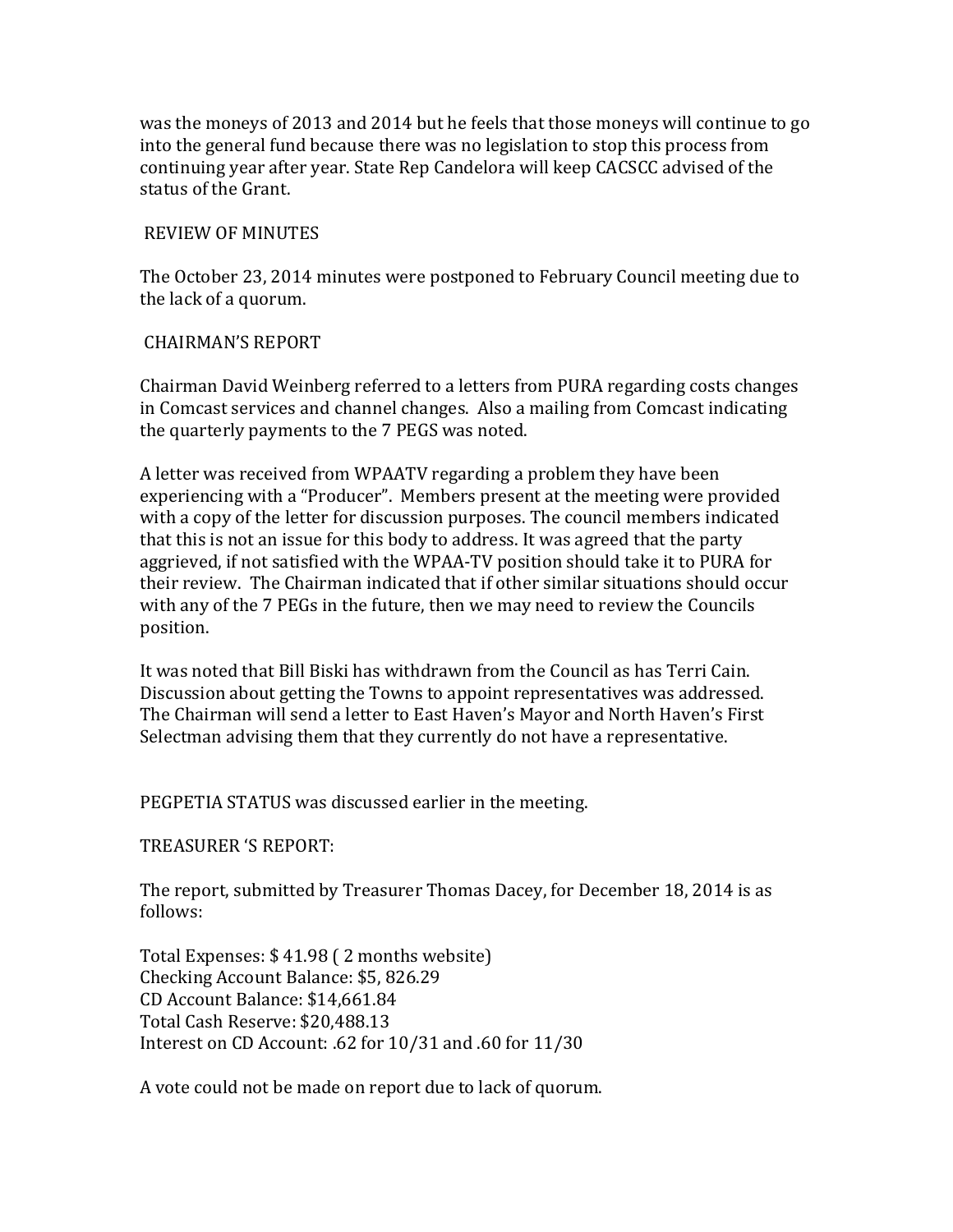was the moneys of 2013 and 2014 but he feels that those moneys will continue to go into the general fund because there was no legislation to stop this process from continuing year after year. State Rep Candelora will keep CACSCC advised of the status of the Grant.

REVIEW OF MINUTES

The October 23, 2014 minutes were postponed to February Council meeting due to the lack of a quorum.

CHAIRMAN'S REPORT

Chairman David Weinberg referred to a letters from PURA regarding costs changes in Comcast services and channel changes. Also a mailing from Comcast indicating the quarterly payments to the 7 PEGS was noted.

A letter was received from WPAATV regarding a problem they have been experiencing with a "Producer". Members present at the meeting were provided with a copy of the letter for discussion purposes. The council members indicated that this is not an issue for this body to address. It was agreed that the party aggrieved, if not satisfied with the WPAA-TV position should take it to PURA for their review. The Chairman indicated that if other similar situations should occur with any of the 7 PEGs in the future, then we may need to review the Councils position.

It was noted that Bill Biski has withdrawn from the Council as has Terri Cain. Discussion about getting the Towns to appoint representatives was addressed. The Chairman will send a letter to East Haven's Mayor and North Haven's First Selectman advising them that they currently do not have a representative.

PEGPETIA STATUS was discussed earlier in the meeting.

TREASURER 'S REPORT:

The report, submitted by Treasurer Thomas Dacey, for December 18, 2014 is as follows:

Total Expenses: $ 41.98 ( 2 months website)
Checking Account Balance: $5, 826.29
CD Account Balance: $14,661.84
Total Cash Reserve: $20,488.13
Interest on CD Account: .62 for 10/31 and .60 for 11/30

A vote could not be made on report due to lack of quorum.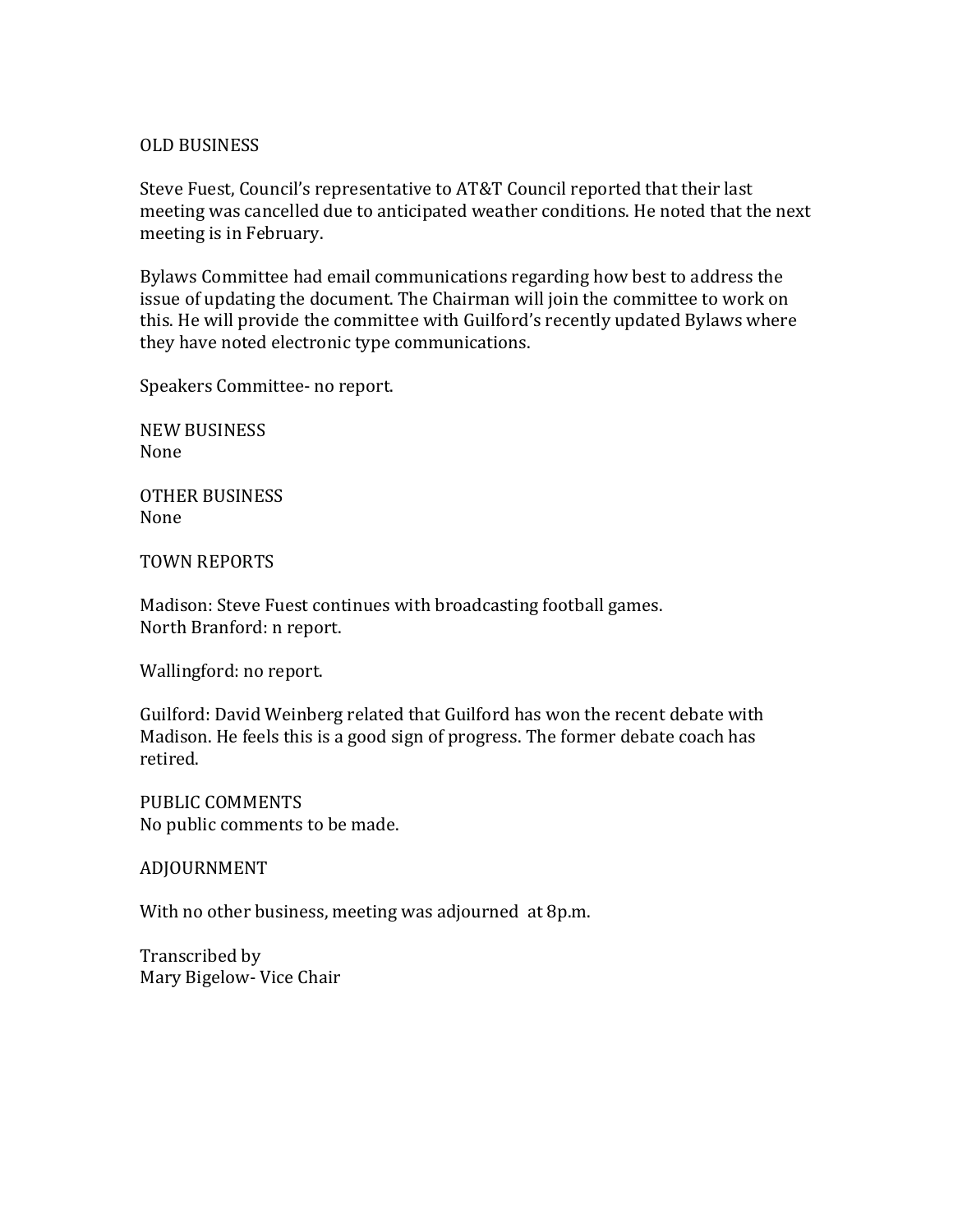## OLD BUSINESS

Steve Fuest, Council's representative to AT&T Council reported that their last meeting was cancelled due to anticipated weather conditions. He noted that the next meeting is in February.

Bylaws Committee had email communications regarding how best to address the issue of updating the document. The Chairman will join the committee to work on this. He will provide the committee with Guilford's recently updated Bylaws where they have noted electronic type communications.

Speakers Committee- no report.

## NEW BUSINESS

None

## OTHER BUSINESS

None

## TOWN REPORTS

Madison: Steve Fuest continues with broadcasting football games.
North Branford: n report.

Wallingford: no report.

Guilford: David Weinberg related that Guilford has won the recent debate with Madison. He feels this is a good sign of progress. The former debate coach has retired.

## PUBLIC COMMENTS

No public comments to be made.

## ADJOURNMENT

With no other business, meeting was adjourned at 8p.m.

Transcribed by
Mary Bigelow- Vice Chair